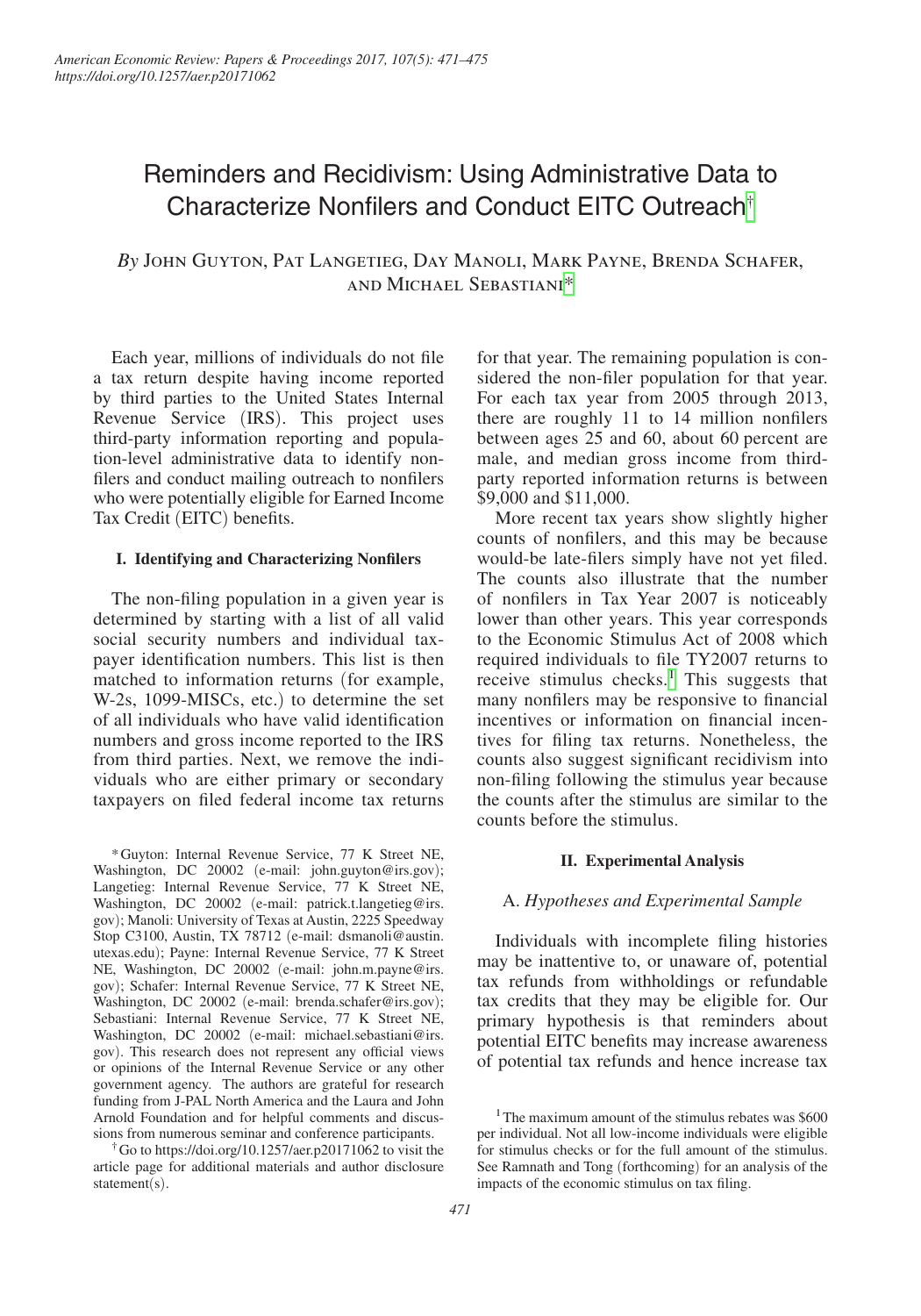# Reminders and Recidivism: Using Administrative Data to Characterize Nonfilers and Conduct EITC Outreach[†]

*By* John Guyton, Pat Langetieg, Day Manoli, Mark Payne, Brenda Schafer, and Michael Sebastiani[*]

Each year, millions of individuals do not file a tax return despite having income reported by third parties to the United States Internal Revenue Service (IRS). This project uses third-party information reporting and population-level administrative data to identify nonfilers and conduct mailing outreach to nonfilers who were potentially eligible for Earned Income Tax Credit (EITC) benefits.

## I. Identifying and Characterizing Nonfilers

The non-filing population in a given year is determined by starting with a list of all valid social security numbers and individual taxpayer identification numbers. This list is then matched to information returns (for example, W-2s, 1099-MISCs, etc.) to determine the set of all individuals who have valid identification numbers and gross income reported to the IRS from third parties. Next, we remove the individuals who are either primary or secondary taxpayers on filed federal income tax returns for that year. The remaining population is considered the non-filer population for that year. For each tax year from 2005 through 2013, there are roughly 11 to 14 million nonfilers between ages 25 and 60, about 60 percent are male, and median gross income from third-party reported information returns is between \$9,000 and \$11,000.

More recent tax years show slightly higher counts of nonfilers, and this may be because would-be late-filers simply have not yet filed. The counts also illustrate that the number of nonfilers in Tax Year 2007 is noticeably lower than other years. This year corresponds to the Economic Stimulus Act of 2008 which required individuals to file TY2007 returns to receive stimulus checks.[1] This suggests that many nonfilers may be responsive to financial incentives or information on financial incentives for filing tax returns. Nonetheless, the counts also suggest significant recidivism into non-filing following the stimulus year because the counts after the stimulus are similar to the counts before the stimulus.

## II. Experimental Analysis

### A. *Hypotheses and Experimental Sample*

Individuals with incomplete filing histories may be inattentive to, or unaware of, potential tax refunds from withholdings or refundable tax credits that they may be eligible for. Our primary hypothesis is that reminders about potential EITC benefits may increase awareness of potential tax refunds and hence increase tax

---

[*] Guyton: Internal Revenue Service, 77 K Street NE, Washington, DC 20002 (e-mail: john.guyton@irs.gov); Langetieg: Internal Revenue Service, 77 K Street NE, Washington, DC 20002 (e-mail: patrick.t.langetieg@irs.gov); Manoli: University of Texas at Austin, 2225 Speedway Stop C3100, Austin, TX 78712 (e-mail: dsmanoli@austin.utexas.edu); Payne: Internal Revenue Service, 77 K Street NE, Washington, DC 20002 (e-mail: john.m.payne@irs.gov); Schafer: Internal Revenue Service, 77 K Street NE, Washington, DC 20002 (e-mail: brenda.schafer@irs.gov); Sebastiani: Internal Revenue Service, 77 K Street NE, Washington, DC 20002 (e-mail: michael.sebastiani@irs.gov). This research does not represent any official views or opinions of the Internal Revenue Service or any other government agency. The authors are grateful for research funding from J-PAL North America and the Laura and John Arnold Foundation and for helpful comments and discussions from numerous seminar and conference participants.

[†] Go to https://doi.org/10.1257/aer.p20171062 to visit the article page for additional materials and author disclosure statement(s).

[1] The maximum amount of the stimulus rebates was \$600 per individual. Not all low-income individuals were eligible for stimulus checks or for the full amount of the stimulus. See Ramnath and Tong (forthcoming) for an analysis of the impacts of the economic stimulus on tax filing.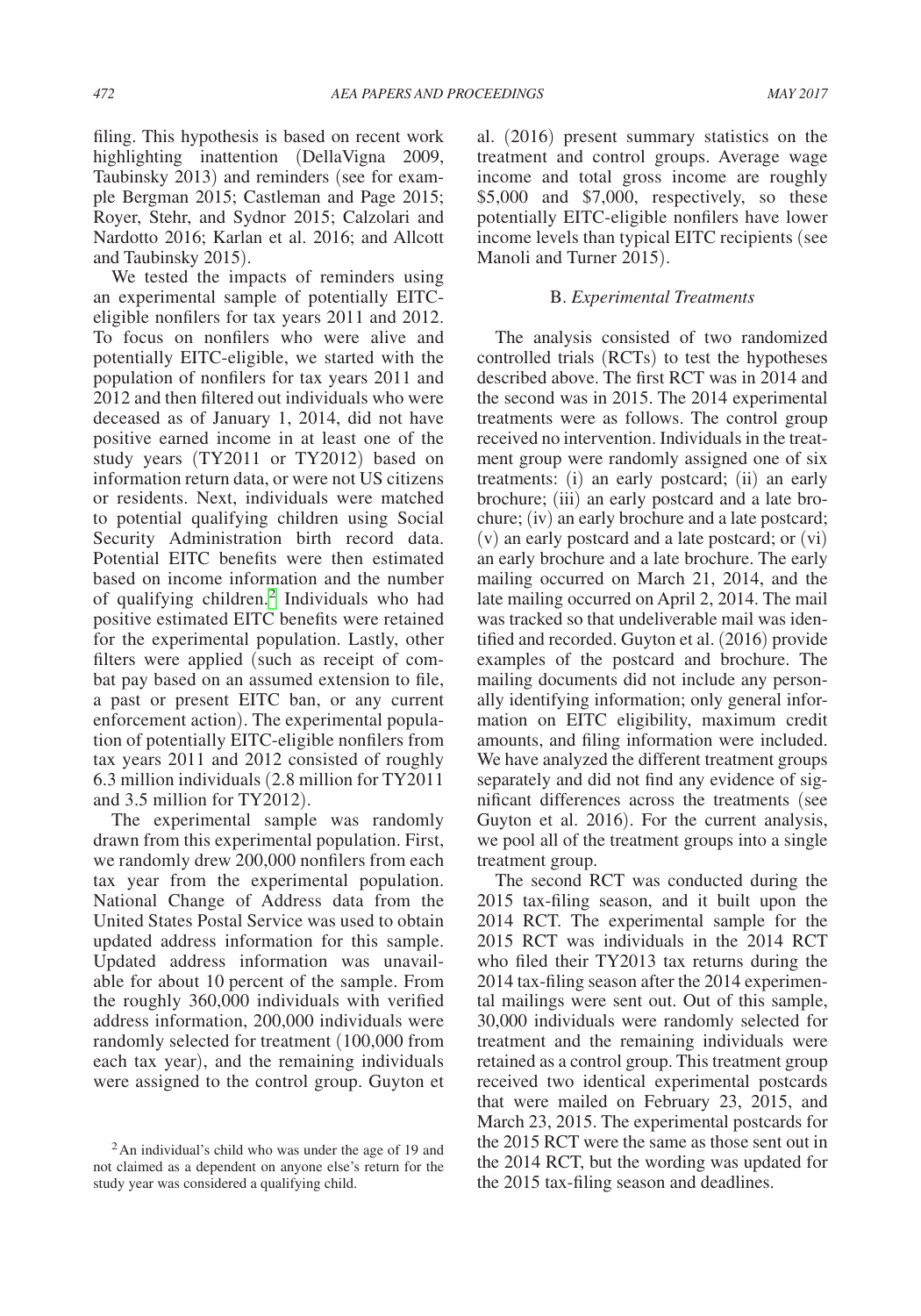filing. This hypothesis is based on recent work highlighting inattention (DellaVigna 2009, Taubinsky 2013) and reminders (see for example Bergman 2015; Castleman and Page 2015; Royer, Stehr, and Sydnor 2015; Calzolari and Nardotto 2016; Karlan et al. 2016; and Allcott and Taubinsky 2015).

We tested the impacts of reminders using an experimental sample of potentially EITC-eligible nonfilers for tax years 2011 and 2012. To focus on nonfilers who were alive and potentially EITC-eligible, we started with the population of nonfilers for tax years 2011 and 2012 and then filtered out individuals who were deceased as of January 1, 2014, did not have positive earned income in at least one of the study years (TY2011 or TY2012) based on information return data, or were not US citizens or residents. Next, individuals were matched to potential qualifying children using Social Security Administration birth record data. Potential EITC benefits were then estimated based on income information and the number of qualifying children.[2] Individuals who had positive estimated EITC benefits were retained for the experimental population. Lastly, other filters were applied (such as receipt of combat pay based on an assumed extension to file, a past or present EITC ban, or any current enforcement action). The experimental population of potentially EITC-eligible nonfilers from tax years 2011 and 2012 consisted of roughly 6.3 million individuals (2.8 million for TY2011 and 3.5 million for TY2012).

The experimental sample was randomly drawn from this experimental population. First, we randomly drew 200,000 nonfilers from each tax year from the experimental population. National Change of Address data from the United States Postal Service was used to obtain updated address information for this sample. Updated address information was unavailable for about 10 percent of the sample. From the roughly 360,000 individuals with verified address information, 200,000 individuals were randomly selected for treatment (100,000 from each tax year), and the remaining individuals were assigned to the control group. Guyton et al. (2016) present summary statistics on the treatment and control groups. Average wage income and total gross income are roughly \$5,000 and \$7,000, respectively, so these potentially EITC-eligible nonfilers have lower income levels than typical EITC recipients (see Manoli and Turner 2015).

### B. *Experimental Treatments*

The analysis consisted of two randomized controlled trials (RCTs) to test the hypotheses described above. The first RCT was in 2014 and the second was in 2015. The 2014 experimental treatments were as follows. The control group received no intervention. Individuals in the treatment group were randomly assigned one of six treatments: (i) an early postcard; (ii) an early brochure; (iii) an early postcard and a late brochure; (iv) an early brochure and a late postcard; (v) an early postcard and a late postcard; or (vi) an early brochure and a late brochure. The early mailing occurred on March 21, 2014, and the late mailing occurred on April 2, 2014. The mail was tracked so that undeliverable mail was identified and recorded. Guyton et al. (2016) provide examples of the postcard and brochure. The mailing documents did not include any personally identifying information; only general information on EITC eligibility, maximum credit amounts, and filing information were included. We have analyzed the different treatment groups separately and did not find any evidence of significant differences across the treatments (see Guyton et al. 2016). For the current analysis, we pool all of the treatment groups into a single treatment group.

The second RCT was conducted during the 2015 tax-filing season, and it built upon the 2014 RCT. The experimental sample for the 2015 RCT was individuals in the 2014 RCT who filed their TY2013 tax returns during the 2014 tax-filing season after the 2014 experimental mailings were sent out. Out of this sample, 30,000 individuals were randomly selected for treatment and the remaining individuals were retained as a control group. This treatment group received two identical experimental postcards that were mailed on February 23, 2015, and March 23, 2015. The experimental postcards for the 2015 RCT were the same as those sent out in the 2014 RCT, but the wording was updated for the 2015 tax-filing season and deadlines.

[2] An individual's child who was under the age of 19 and not claimed as a dependent on anyone else's return for the study year was considered a qualifying child.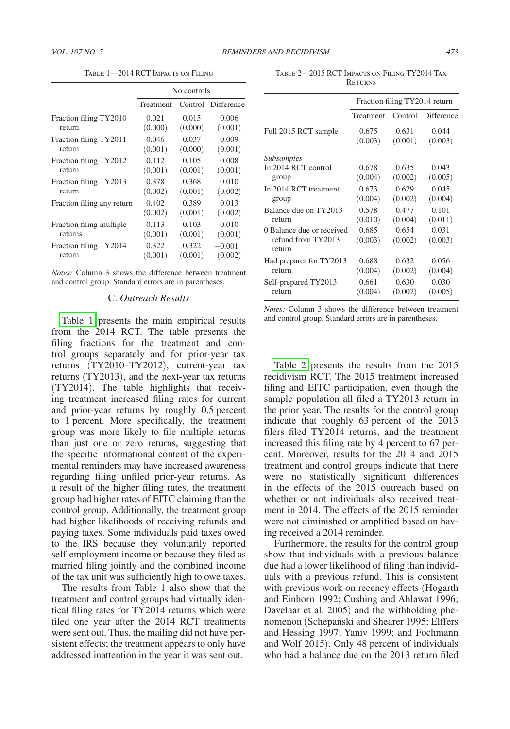Table 1—2014 RCT Impacts on Filing

| | No controls | | |
|---|---|---|---|
| | Treatment | Control | Difference |
| Fraction filing TY2010 return | 0.021 (0.000) | 0.015 (0.000) | 0.006 (0.001) |
| Fraction filing TY2011 return | 0.046 (0.001) | 0.037 (0.000) | 0.009 (0.001) |
| Fraction filing TY2012 return | 0.112 (0.001) | 0.105 (0.001) | 0.008 (0.001) |
| Fraction filing TY2013 return | 0.378 (0.002) | 0.368 (0.001) | 0.010 (0.002) |
| Fraction filing any return | 0.402 (0.002) | 0.389 (0.001) | 0.013 (0.002) |
| Fraction filing multiple returns | 0.113 (0.001) | 0.103 (0.001) | 0.010 (0.001) |
| Fraction filing TY2014 return | 0.322 (0.001) | 0.322 (0.001) | −0.001 (0.002) |

*Notes:* Column 3 shows the difference between treatment and control group. Standard errors are in parentheses.

### C. *Outreach Results*

Table 1 presents the main empirical results from the 2014 RCT. The table presents the filing fractions for the treatment and control groups separately and for prior-year tax returns (TY2010–TY2012), current-year tax returns (TY2013), and the next-year tax returns (TY2014). The table highlights that receiving treatment increased filing rates for current and prior-year returns by roughly 0.5 percent to 1 percent. More specifically, the treatment group was more likely to file multiple returns than just one or zero returns, suggesting that the specific informational content of the experimental reminders may have increased awareness regarding filing unfiled prior-year returns. As a result of the higher filing rates, the treatment group had higher rates of EITC claiming than the control group. Additionally, the treatment group had higher likelihoods of receiving refunds and paying taxes. Some individuals paid taxes owed to the IRS because they voluntarily reported self-employment income or because they filed as married filing jointly and the combined income of the tax unit was sufficiently high to owe taxes.

The results from Table 1 also show that the treatment and control groups had virtually identical filing rates for TY2014 returns which were filed one year after the 2014 RCT treatments were sent out. Thus, the mailing did not have persistent effects; the treatment appears to only have addressed inattention in the year it was sent out.

Table 2—2015 RCT Impacts on Filing TY2014 Tax Returns

| | Fraction filing TY2014 return | | |
|---|---|---|---|
| | Treatment | Control | Difference |
| Full 2015 RCT sample | 0.675 (0.003) | 0.631 (0.001) | 0.044 (0.003) |
| *Subsamples* | | | |
| In 2014 RCT control group | 0.678 (0.004) | 0.635 (0.002) | 0.043 (0.005) |
| In 2014 RCT treatment group | 0.673 (0.004) | 0.629 (0.002) | 0.045 (0.004) |
| Balance due on TY2013 return | 0.578 (0.010) | 0.477 (0.004) | 0.101 (0.011) |
| 0 Balance due or received refund from TY2013 return | 0.685 (0.003) | 0.654 (0.002) | 0.031 (0.003) |
| Had preparer for TY2013 return | 0.688 (0.004) | 0.632 (0.002) | 0.056 (0.004) |
| Self-prepared TY2013 return | 0.661 (0.004) | 0.630 (0.002) | 0.030 (0.005) |

*Notes:* Column 3 shows the difference between treatment and control group. Standard errors are in parentheses.

Table 2 presents the results from the 2015 recidivism RCT. The 2015 treatment increased filing and EITC participation, even though the sample population all filed a TY2013 return in the prior year. The results for the control group indicate that roughly 63 percent of the 2013 filers filed TY2014 returns, and the treatment increased this filing rate by 4 percent to 67 percent. Moreover, results for the 2014 and 2015 treatment and control groups indicate that there were no statistically significant differences in the effects of the 2015 outreach based on whether or not individuals also received treatment in 2014. The effects of the 2015 reminder were not diminished or amplified based on having received a 2014 reminder.

Furthermore, the results for the control group show that individuals with a previous balance due had a lower likelihood of filing than individuals with a previous refund. This is consistent with previous work on recency effects (Hogarth and Einhorn 1992; Cushing and Ahlawat 1996; Davelaar et al. 2005) and the withholding phenomenon (Schepanski and Shearer 1995; Elffers and Hessing 1997; Yaniv 1999; and Fochmann and Wolf 2015). Only 48 percent of individuals who had a balance due on the 2013 return filed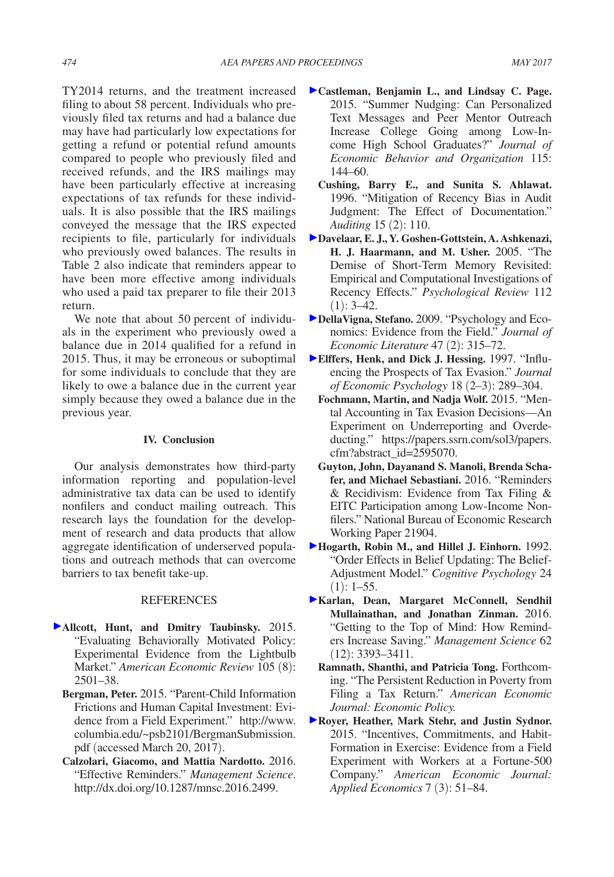TY2014 returns, and the treatment increased filing to about 58 percent. Individuals who previously filed tax returns and had a balance due may have had particularly low expectations for getting a refund or potential refund amounts compared to people who previously filed and received refunds, and the IRS mailings may have been particularly effective at increasing expectations of tax refunds for these individuals. It is also possible that the IRS mailings conveyed the message that the IRS expected recipients to file, particularly for individuals who previously owed balances. The results in Table 2 also indicate that reminders appear to have been more effective among individuals who used a paid tax preparer to file their 2013 return.

We note that about 50 percent of individuals in the experiment who previously owed a balance due in 2014 qualified for a refund in 2015. Thus, it may be erroneous or suboptimal for some individuals to conclude that they are likely to owe a balance due in the current year simply because they owed a balance due in the previous year.

## IV. Conclusion

Our analysis demonstrates how third-party information reporting and population-level administrative tax data can be used to identify nonfilers and conduct mailing outreach. This research lays the foundation for the development of research and data products that allow aggregate identification of underserved populations and outreach methods that can overcome barriers to tax benefit take-up.

## REFERENCES

**Allcott, Hunt, and Dmitry Taubinsky.** 2015. "Evaluating Behaviorally Motivated Policy: Experimental Evidence from the Lightbulb Market." *American Economic Review* 105 (8): 2501–38.

**Bergman, Peter.** 2015. "Parent-Child Information Frictions and Human Capital Investment: Evidence from a Field Experiment." http://www.columbia.edu/~psb2101/BergmanSubmission.pdf (accessed March 20, 2017).

**Calzolari, Giacomo, and Mattia Nardotto.** 2016. "Effective Reminders." *Management Science*. http://dx.doi.org/10.1287/mnsc.2016.2499.

**Castleman, Benjamin L., and Lindsay C. Page.** 2015. "Summer Nudging: Can Personalized Text Messages and Peer Mentor Outreach Increase College Going among Low-Income High School Graduates?" *Journal of Economic Behavior and Organization* 115: 144–60.

**Cushing, Barry E., and Sunita S. Ahlawat.** 1996. "Mitigation of Recency Bias in Audit Judgment: The Effect of Documentation." *Auditing* 15 (2): 110.

**Davelaar, E. J., Y. Goshen-Gottstein, A. Ashkenazi, H. J. Haarmann, and M. Usher.** 2005. "The Demise of Short-Term Memory Revisited: Empirical and Computational Investigations of Recency Effects." *Psychological Review* 112 (1): 3–42.

**DellaVigna, Stefano.** 2009. "Psychology and Economics: Evidence from the Field." *Journal of Economic Literature* 47 (2): 315–72.

**Elffers, Henk, and Dick J. Hessing.** 1997. "Influencing the Prospects of Tax Evasion." *Journal of Economic Psychology* 18 (2–3): 289–304.

**Fochmann, Martin, and Nadja Wolf.** 2015. "Mental Accounting in Tax Evasion Decisions—An Experiment on Underreporting and Overdeducting." https://papers.ssrn.com/sol3/papers.cfm?abstract_id=2595070.

**Guyton, John, Dayanand S. Manoli, Brenda Schafer, and Michael Sebastiani.** 2016. "Reminders & Recidivism: Evidence from Tax Filing & EITC Participation among Low-Income Nonfilers." National Bureau of Economic Research Working Paper 21904.

**Hogarth, Robin M., and Hillel J. Einhorn.** 1992. "Order Effects in Belief Updating: The Belief-Adjustment Model." *Cognitive Psychology* 24 (1): 1–55.

**Karlan, Dean, Margaret McConnell, Sendhil Mullainathan, and Jonathan Zinman.** 2016. "Getting to the Top of Mind: How Reminders Increase Saving." *Management Science* 62 (12): 3393–3411.

**Ramnath, Shanthi, and Patricia Tong.** Forthcoming. "The Persistent Reduction in Poverty from Filing a Tax Return." *American Economic Journal: Economic Policy.*

**Royer, Heather, Mark Stehr, and Justin Sydnor.** 2015. "Incentives, Commitments, and Habit-Formation in Exercise: Evidence from a Field Experiment with Workers at a Fortune-500 Company." *American Economic Journal: Applied Economics* 7 (3): 51–84.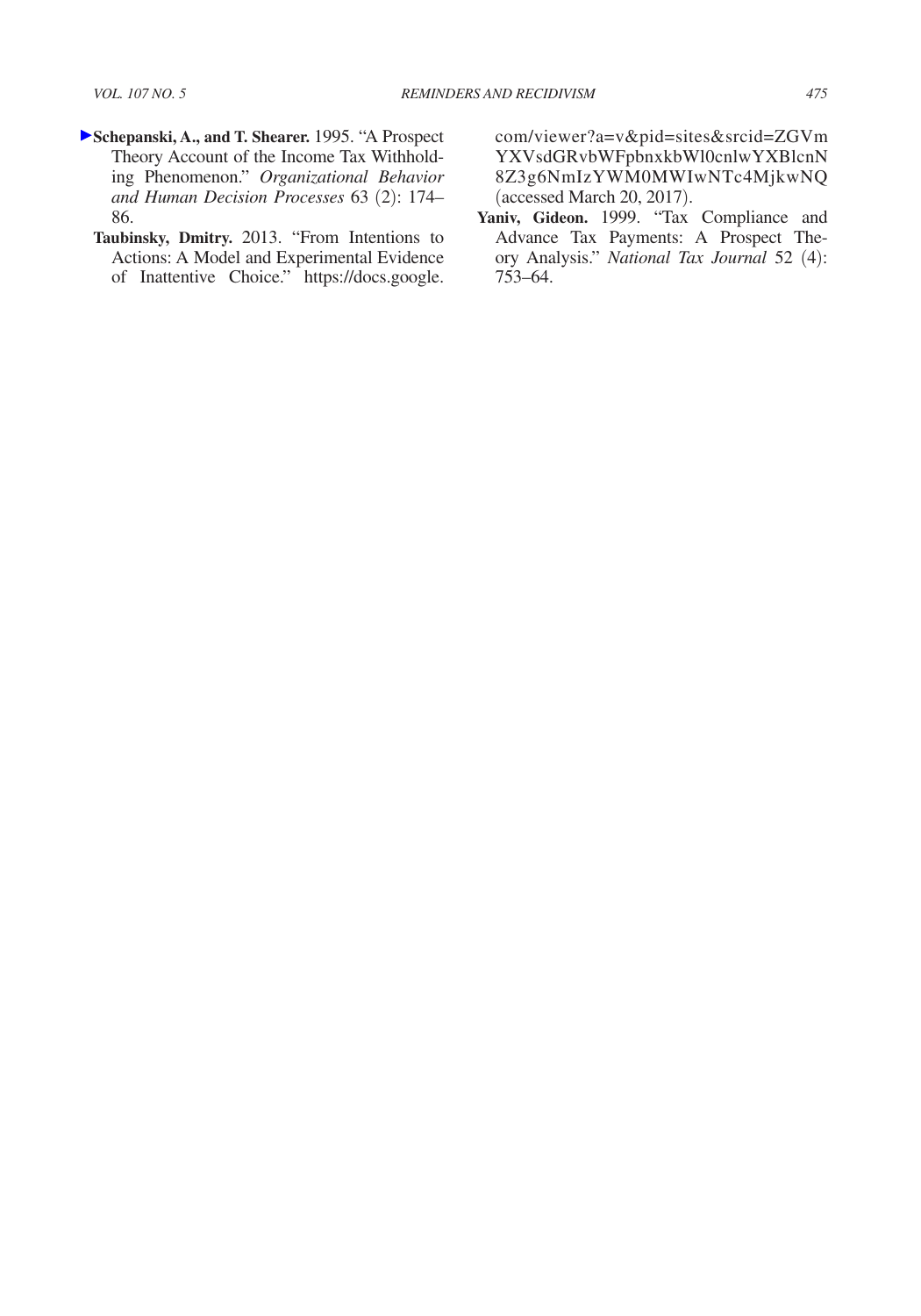**Schepanski, A., and T. Shearer.** 1995. "A Prospect Theory Account of the Income Tax Withholding Phenomenon." *Organizational Behavior and Human Decision Processes* 63 (2): 174–86.

**Taubinsky, Dmitry.** 2013. "From Intentions to Actions: A Model and Experimental Evidence of Inattentive Choice." https://docs.google.com/viewer?a=v&pid=sites&srcid=ZGVmYXVsdGRvbWFpbnxkbWl0cnlwYXBlcnN8Z3g6NmIzYWM0MWIwNTc4MjkwNQ (accessed March 20, 2017).

**Yaniv, Gideon.** 1999. "Tax Compliance and Advance Tax Payments: A Prospect Theory Analysis." *National Tax Journal* 52 (4): 753–64.